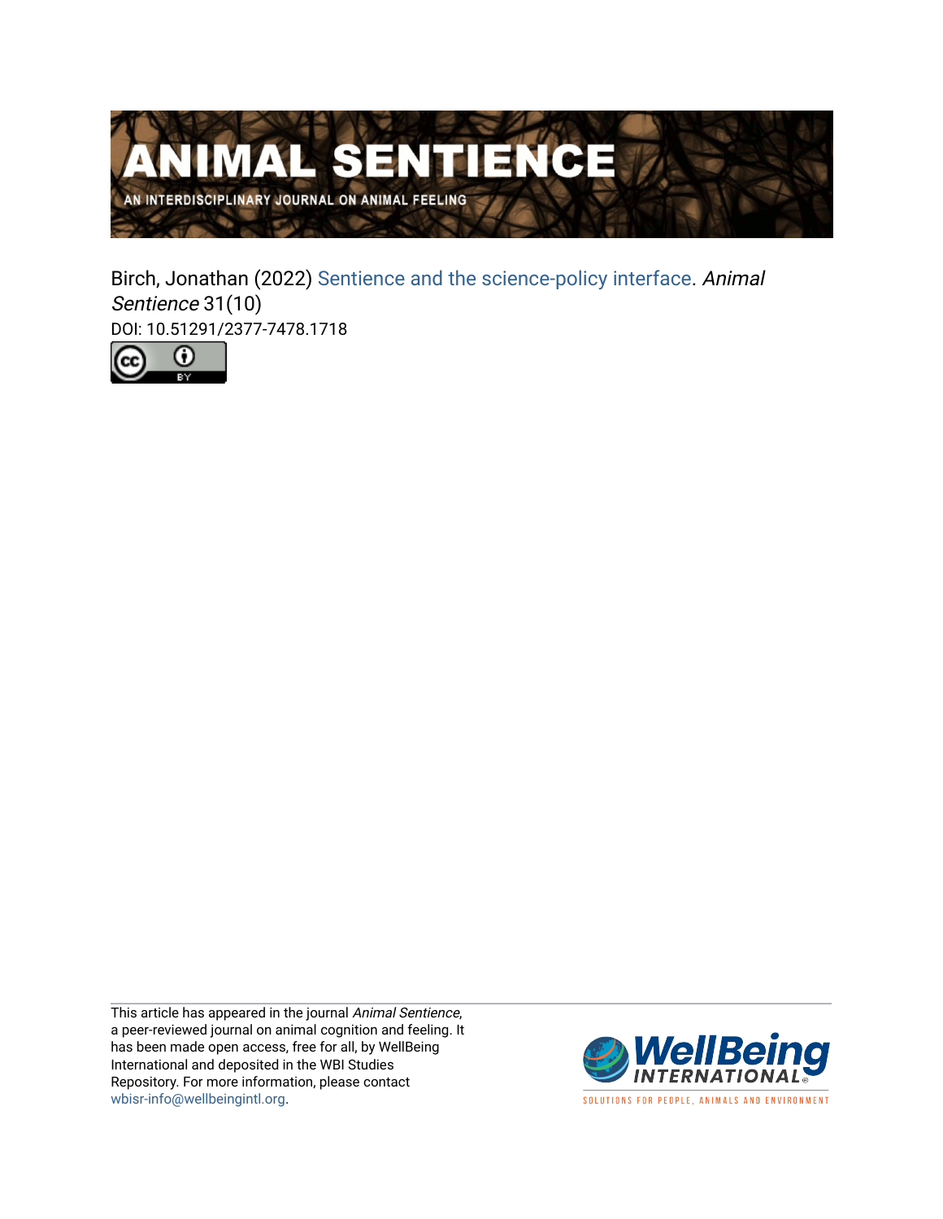# ANIMAL SENTIENCE

AN INTERDISCIPLINARY JOURNAL ON ANIMAL FEELING

Birch, Jonathan (2022) Sentience and the science-policy interface. *Animal Sentience* 31(10)
DOI: 10.51291/2377-7478.1718

This article has appeared in the journal *Animal Sentience*, a peer-reviewed journal on animal cognition and feeling. It has been made open access, free for all, by WellBeing International and deposited in the WBI Studies Repository. For more information, please contact wbisr-info@wellbeingintl.org.

WellBeing INTERNATIONAL
SOLUTIONS FOR PEOPLE, ANIMALS AND ENVIRONMENT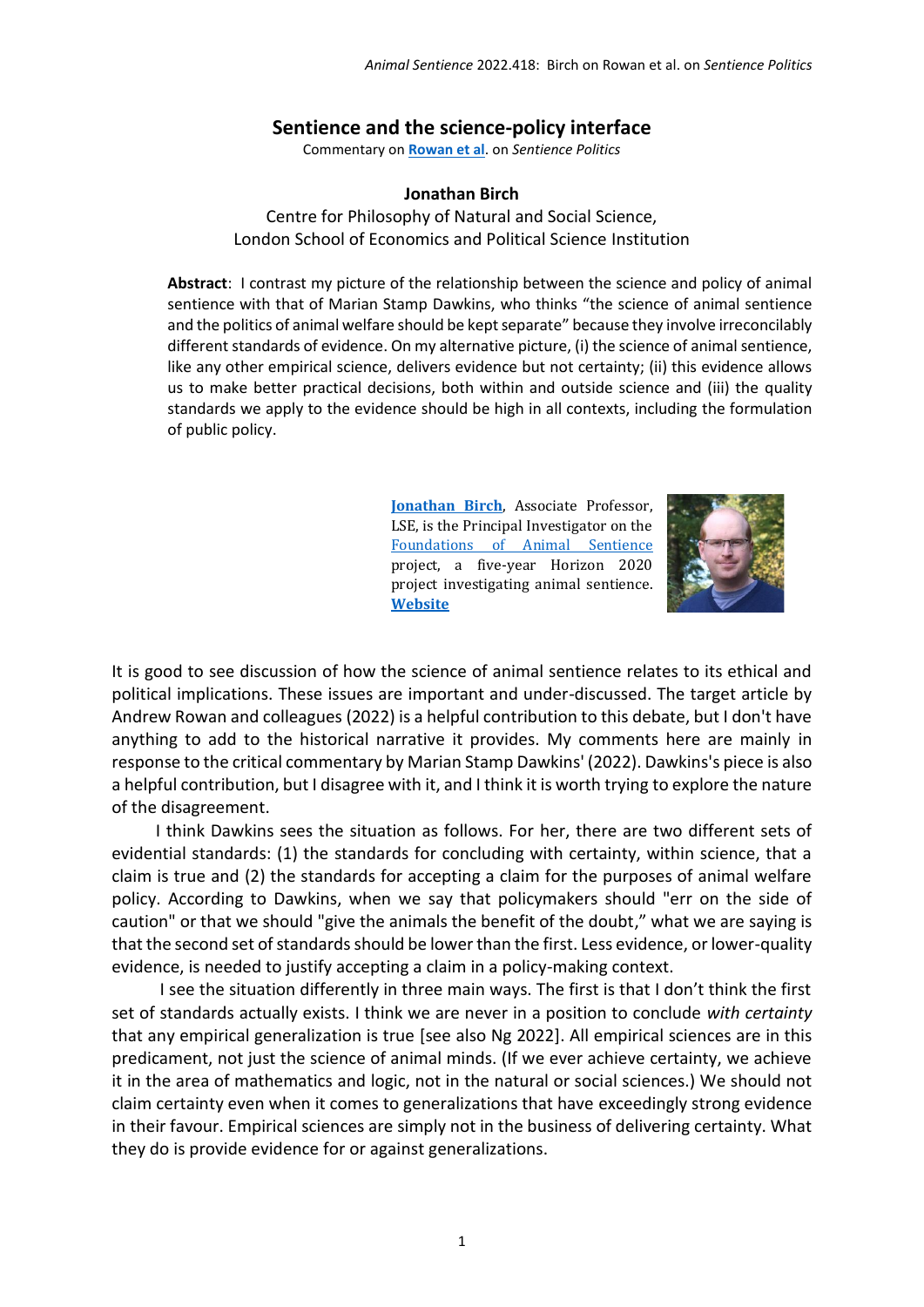# Sentience and the science-policy interface

Commentary on **Rowan et al**. on *Sentience Politics*

**Jonathan Birch**

Centre for Philosophy of Natural and Social Science,
London School of Economics and Political Science Institution

**Abstract**: I contrast my picture of the relationship between the science and policy of animal sentience with that of Marian Stamp Dawkins, who thinks "the science of animal sentience and the politics of animal welfare should be kept separate" because they involve irreconcilably different standards of evidence. On my alternative picture, (i) the science of animal sentience, like any other empirical science, delivers evidence but not certainty; (ii) this evidence allows us to make better practical decisions, both within and outside science and (iii) the quality standards we apply to the evidence should be high in all contexts, including the formulation of public policy.

**Jonathan Birch**, Associate Professor, LSE, is the Principal Investigator on the Foundations of Animal Sentience project, a five-year Horizon 2020 project investigating animal sentience. **Website**

It is good to see discussion of how the science of animal sentience relates to its ethical and political implications. These issues are important and under-discussed. The target article by Andrew Rowan and colleagues (2022) is a helpful contribution to this debate, but I don't have anything to add to the historical narrative it provides. My comments here are mainly in response to the critical commentary by Marian Stamp Dawkins' (2022). Dawkins's piece is also a helpful contribution, but I disagree with it, and I think it is worth trying to explore the nature of the disagreement.

I think Dawkins sees the situation as follows. For her, there are two different sets of evidential standards: (1) the standards for concluding with certainty, within science, that a claim is true and (2) the standards for accepting a claim for the purposes of animal welfare policy. According to Dawkins, when we say that policymakers should "err on the side of caution" or that we should "give the animals the benefit of the doubt," what we are saying is that the second set of standards should be lower than the first. Less evidence, or lower-quality evidence, is needed to justify accepting a claim in a policy-making context.

I see the situation differently in three main ways. The first is that I don't think the first set of standards actually exists. I think we are never in a position to conclude *with certainty* that any empirical generalization is true [see also Ng 2022]. All empirical sciences are in this predicament, not just the science of animal minds. (If we ever achieve certainty, we achieve it in the area of mathematics and logic, not in the natural or social sciences.) We should not claim certainty even when it comes to generalizations that have exceedingly strong evidence in their favour. Empirical sciences are simply not in the business of delivering certainty. What they do is provide evidence for or against generalizations.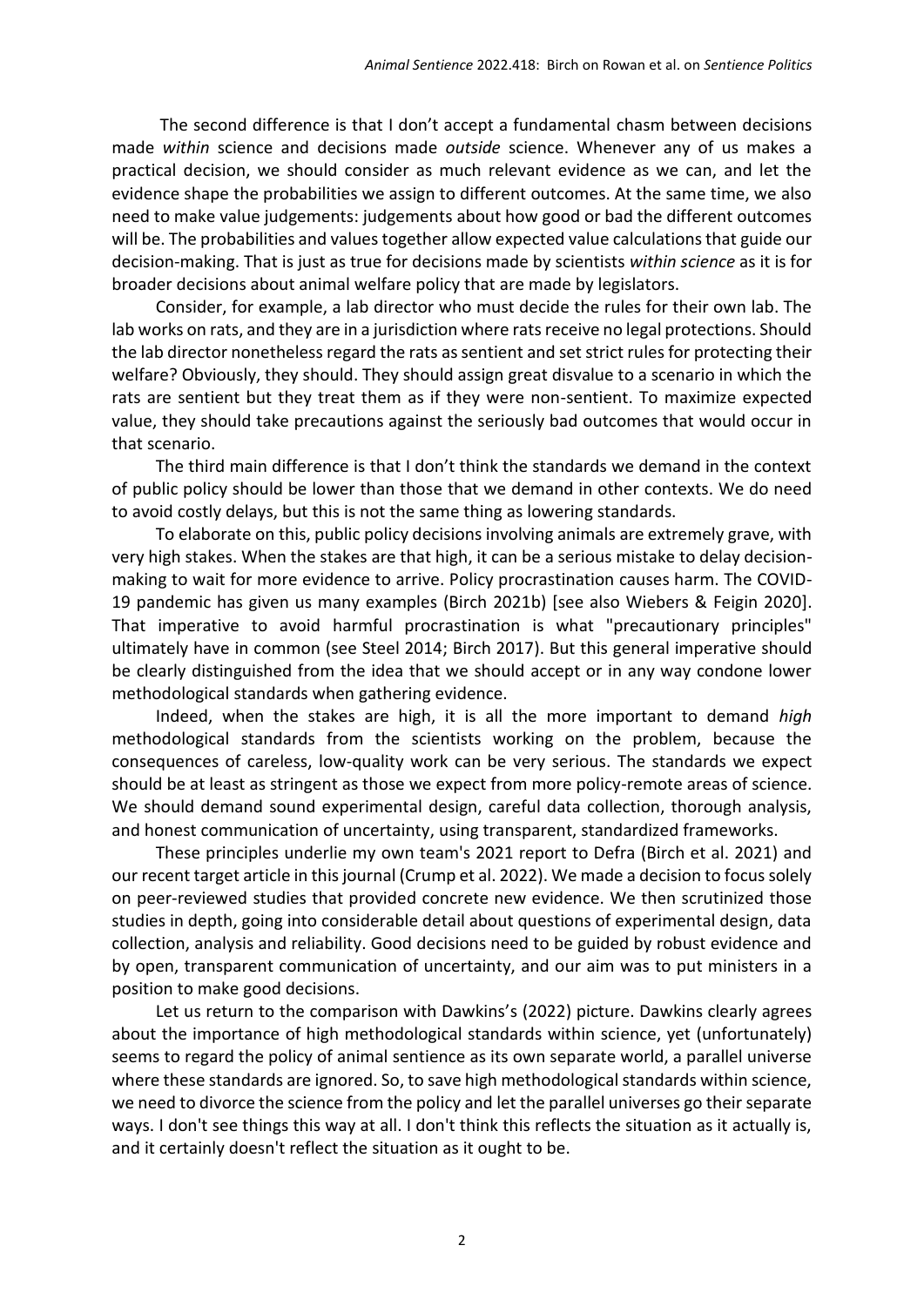The second difference is that I don't accept a fundamental chasm between decisions made *within* science and decisions made *outside* science. Whenever any of us makes a practical decision, we should consider as much relevant evidence as we can, and let the evidence shape the probabilities we assign to different outcomes. At the same time, we also need to make value judgements: judgements about how good or bad the different outcomes will be. The probabilities and values together allow expected value calculations that guide our decision-making. That is just as true for decisions made by scientists *within science* as it is for broader decisions about animal welfare policy that are made by legislators.

Consider, for example, a lab director who must decide the rules for their own lab. The lab works on rats, and they are in a jurisdiction where rats receive no legal protections. Should the lab director nonetheless regard the rats as sentient and set strict rules for protecting their welfare? Obviously, they should. They should assign great disvalue to a scenario in which the rats are sentient but they treat them as if they were non-sentient. To maximize expected value, they should take precautions against the seriously bad outcomes that would occur in that scenario.

The third main difference is that I don't think the standards we demand in the context of public policy should be lower than those that we demand in other contexts. We do need to avoid costly delays, but this is not the same thing as lowering standards.

To elaborate on this, public policy decisions involving animals are extremely grave, with very high stakes. When the stakes are that high, it can be a serious mistake to delay decision-making to wait for more evidence to arrive. Policy procrastination causes harm. The COVID-19 pandemic has given us many examples (Birch 2021b) [see also Wiebers & Feigin 2020]. That imperative to avoid harmful procrastination is what "precautionary principles" ultimately have in common (see Steel 2014; Birch 2017). But this general imperative should be clearly distinguished from the idea that we should accept or in any way condone lower methodological standards when gathering evidence.

Indeed, when the stakes are high, it is all the more important to demand *high* methodological standards from the scientists working on the problem, because the consequences of careless, low-quality work can be very serious. The standards we expect should be at least as stringent as those we expect from more policy-remote areas of science. We should demand sound experimental design, careful data collection, thorough analysis, and honest communication of uncertainty, using transparent, standardized frameworks.

These principles underlie my own team's 2021 report to Defra (Birch et al. 2021) and our recent target article in this journal (Crump et al. 2022). We made a decision to focus solely on peer-reviewed studies that provided concrete new evidence. We then scrutinized those studies in depth, going into considerable detail about questions of experimental design, data collection, analysis and reliability. Good decisions need to be guided by robust evidence and by open, transparent communication of uncertainty, and our aim was to put ministers in a position to make good decisions.

Let us return to the comparison with Dawkins's (2022) picture. Dawkins clearly agrees about the importance of high methodological standards within science, yet (unfortunately) seems to regard the policy of animal sentience as its own separate world, a parallel universe where these standards are ignored. So, to save high methodological standards within science, we need to divorce the science from the policy and let the parallel universes go their separate ways. I don't see things this way at all. I don't think this reflects the situation as it actually is, and it certainly doesn't reflect the situation as it ought to be.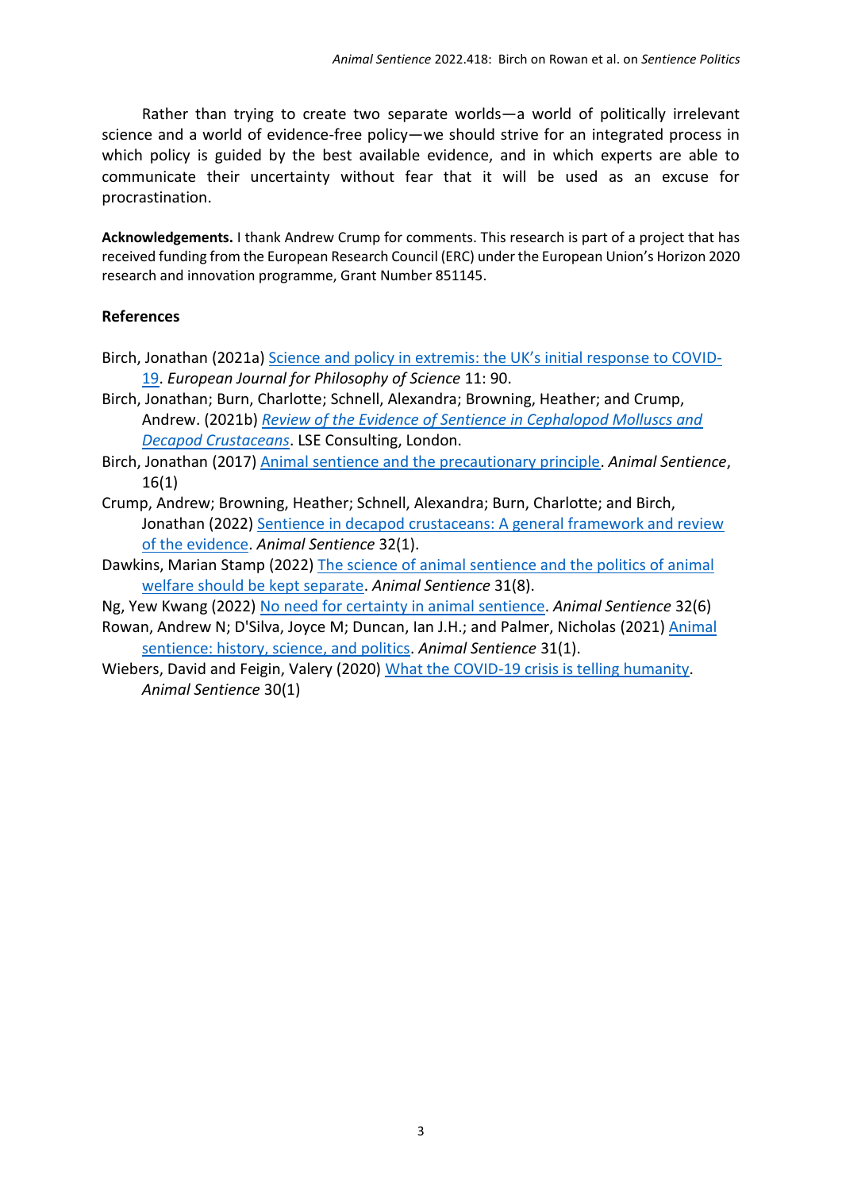Rather than trying to create two separate worlds—a world of politically irrelevant science and a world of evidence-free policy—we should strive for an integrated process in which policy is guided by the best available evidence, and in which experts are able to communicate their uncertainty without fear that it will be used as an excuse for procrastination.

**Acknowledgements.** I thank Andrew Crump for comments. This research is part of a project that has received funding from the European Research Council (ERC) under the European Union's Horizon 2020 research and innovation programme, Grant Number 851145.

## References

Birch, Jonathan (2021a) Science and policy in extremis: the UK's initial response to COVID-19. *European Journal for Philosophy of Science* 11: 90.

Birch, Jonathan; Burn, Charlotte; Schnell, Alexandra; Browning, Heather; and Crump, Andrew. (2021b) *Review of the Evidence of Sentience in Cephalopod Molluscs and Decapod Crustaceans*. LSE Consulting, London.

Birch, Jonathan (2017) Animal sentience and the precautionary principle. *Animal Sentience*, 16(1)

Crump, Andrew; Browning, Heather; Schnell, Alexandra; Burn, Charlotte; and Birch, Jonathan (2022) Sentience in decapod crustaceans: A general framework and review of the evidence. *Animal Sentience* 32(1).

Dawkins, Marian Stamp (2022) The science of animal sentience and the politics of animal welfare should be kept separate. *Animal Sentience* 31(8).

Ng, Yew Kwang (2022) No need for certainty in animal sentience. *Animal Sentience* 32(6)

Rowan, Andrew N; D'Silva, Joyce M; Duncan, Ian J.H.; and Palmer, Nicholas (2021) Animal sentience: history, science, and politics. *Animal Sentience* 31(1).

Wiebers, David and Feigin, Valery (2020) What the COVID-19 crisis is telling humanity. *Animal Sentience* 30(1)